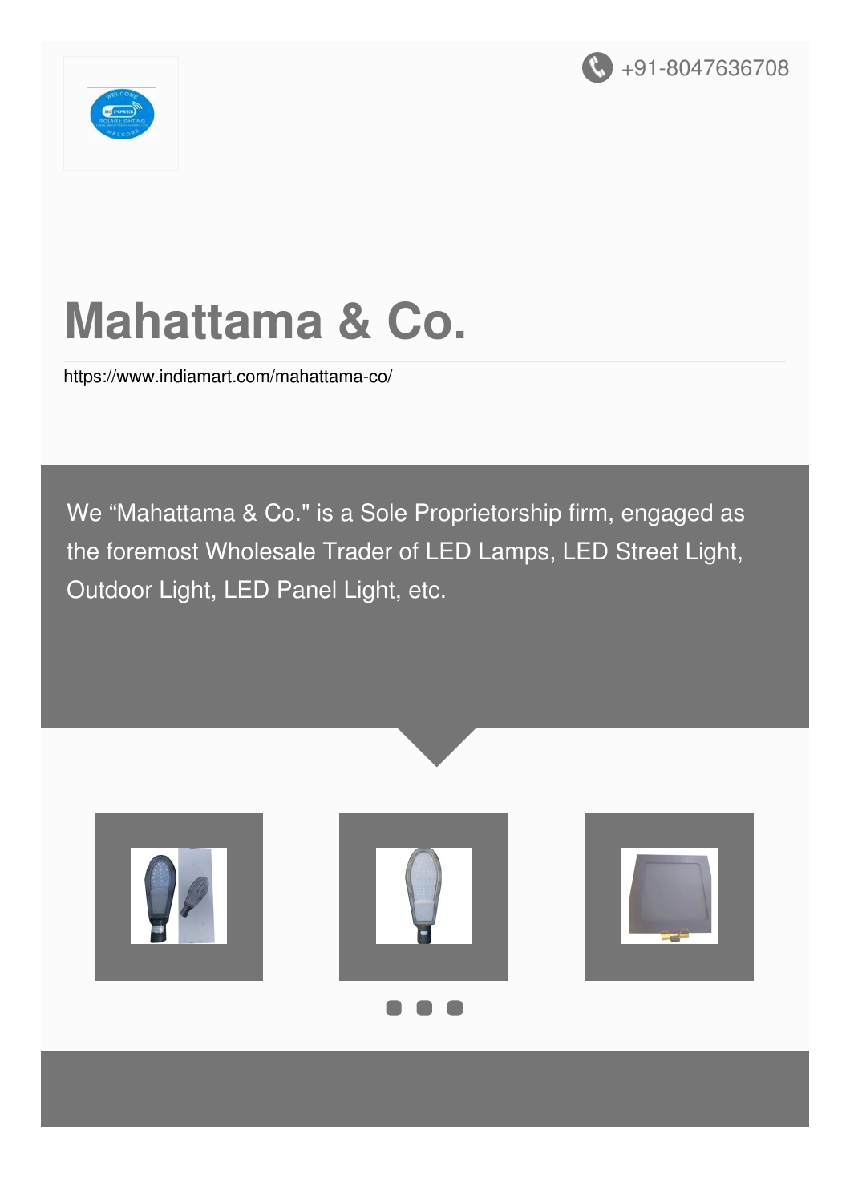+91-8047636708

# Mahattama & Co.

https://www.indiamart.com/mahattama-co/

We “Mahattama & Co." is a Sole Proprietorship firm, engaged as the foremost Wholesale Trader of LED Lamps, LED Street Light, Outdoor Light, LED Panel Light, etc.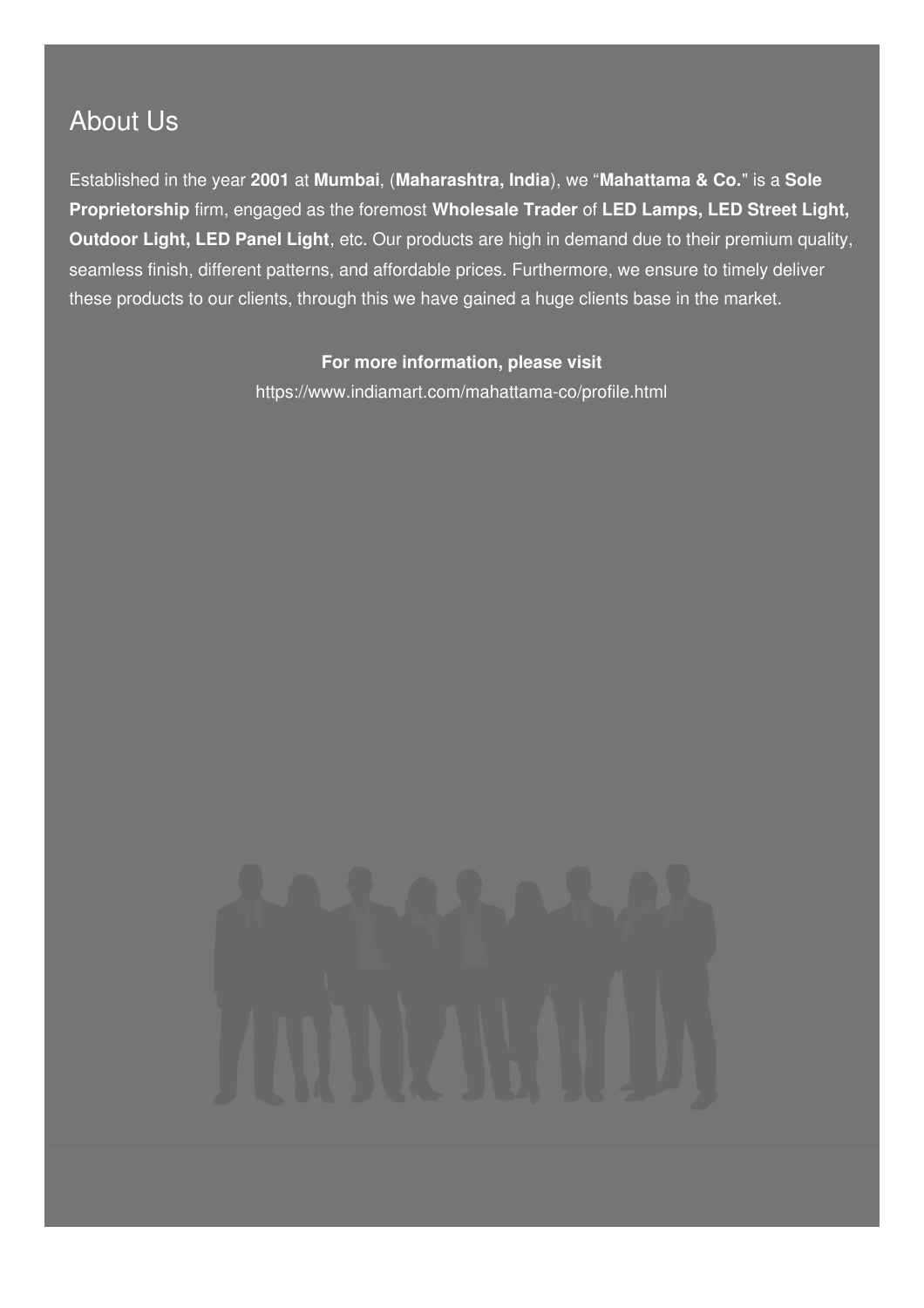## About Us

Established in the year **2001** at **Mumbai**, (**Maharashtra, India**), we "**Mahattama & Co.**" is a **Sole Proprietorship** firm, engaged as the foremost **Wholesale Trader** of **LED Lamps, LED Street Light, Outdoor Light, LED Panel Light**, etc. Our products are high in demand due to their premium quality, seamless finish, different patterns, and affordable prices. Furthermore, we ensure to timely deliver these products to our clients, through this we have gained a huge clients base in the market.

**For more information, please visit**

https://www.indiamart.com/mahattama-co/profile.html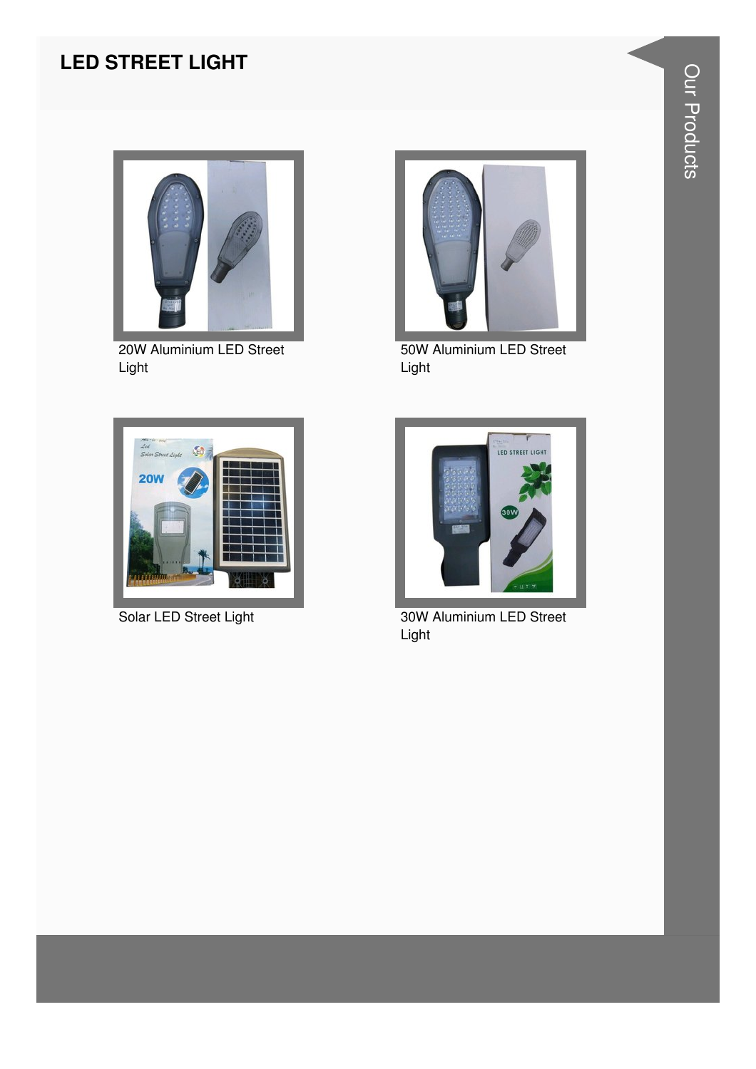# LED STREET LIGHT

20W Aluminium LED Street Light

50W Aluminium LED Street Light

Solar LED Street Light

30W Aluminium LED Street Light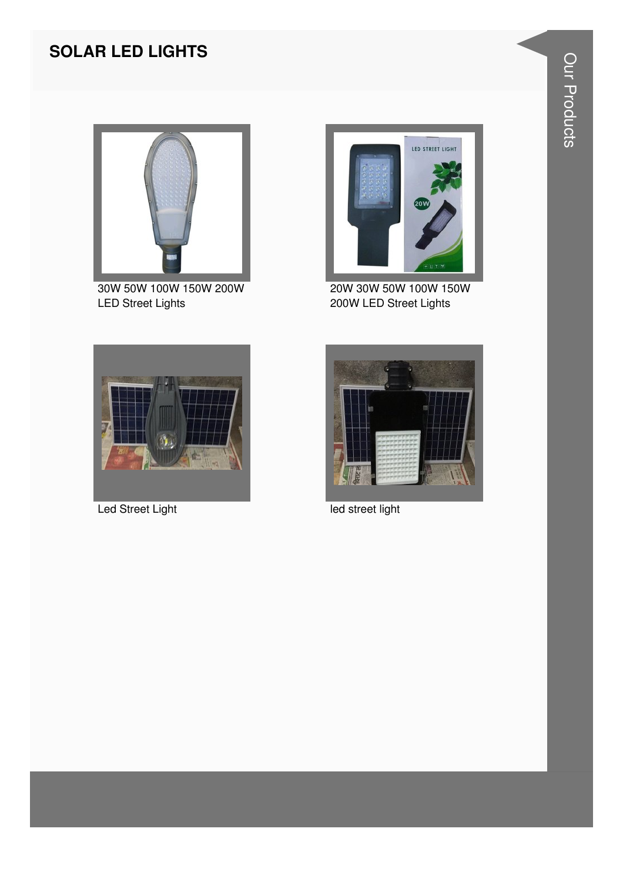# SOLAR LED LIGHTS

30W 50W 100W 150W 200W LED Street Lights

20W 30W 50W 100W 150W 200W LED Street Lights

Led Street Light

led street light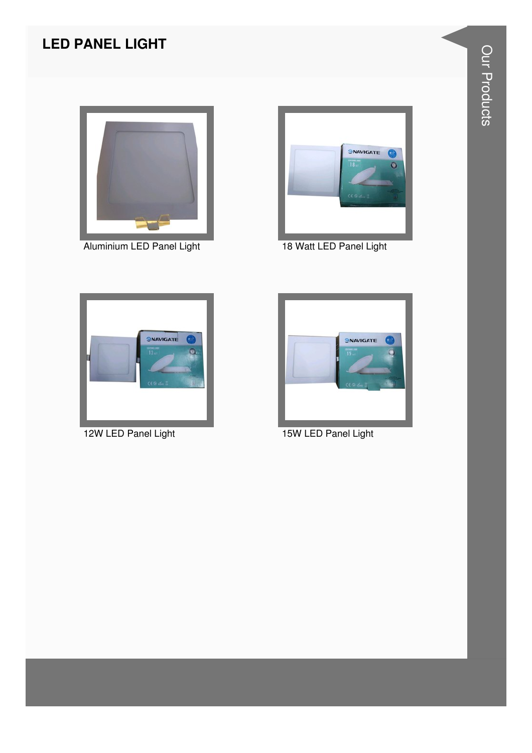## LED PANEL LIGHT

Aluminium LED Panel Light

18 Watt LED Panel Light

12W LED Panel Light

15W LED Panel Light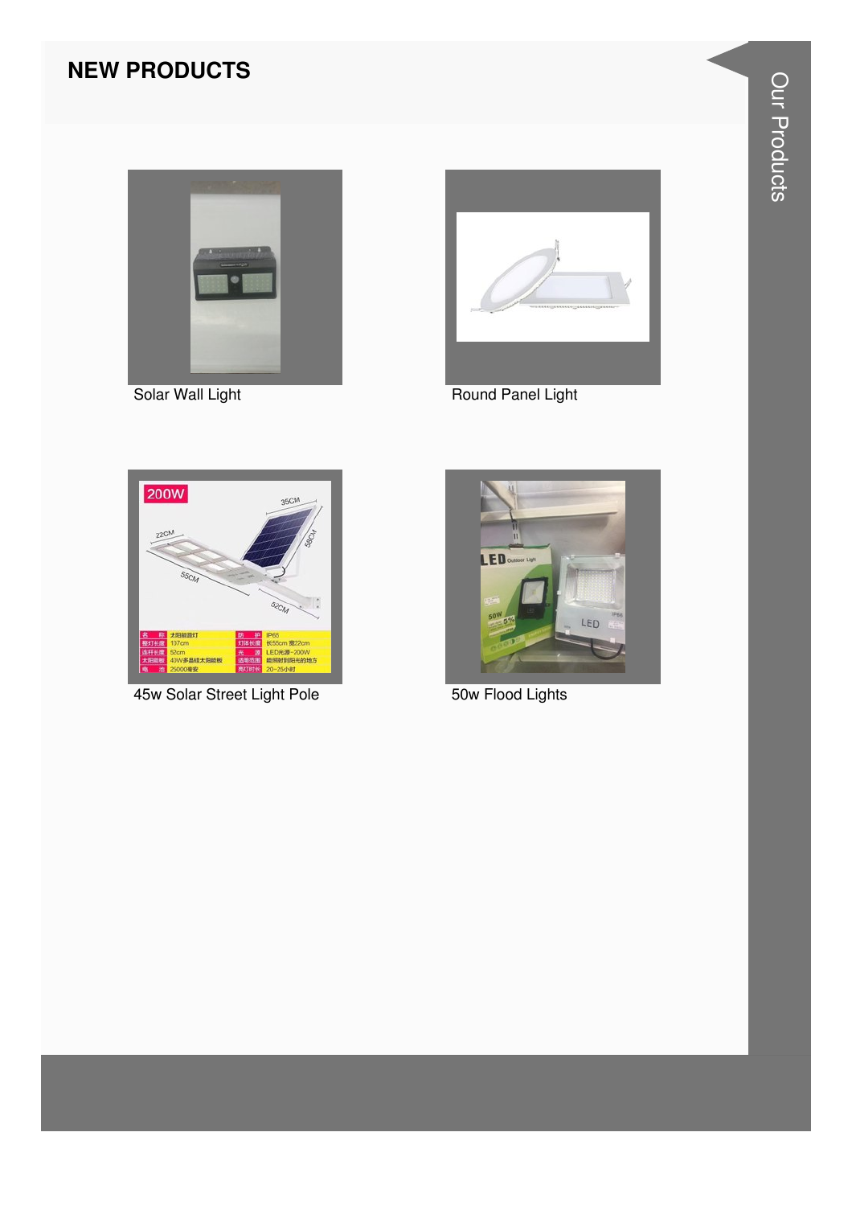## NEW PRODUCTS

Solar Wall Light

Round Panel Light

45w Solar Street Light Pole

50w Flood Lights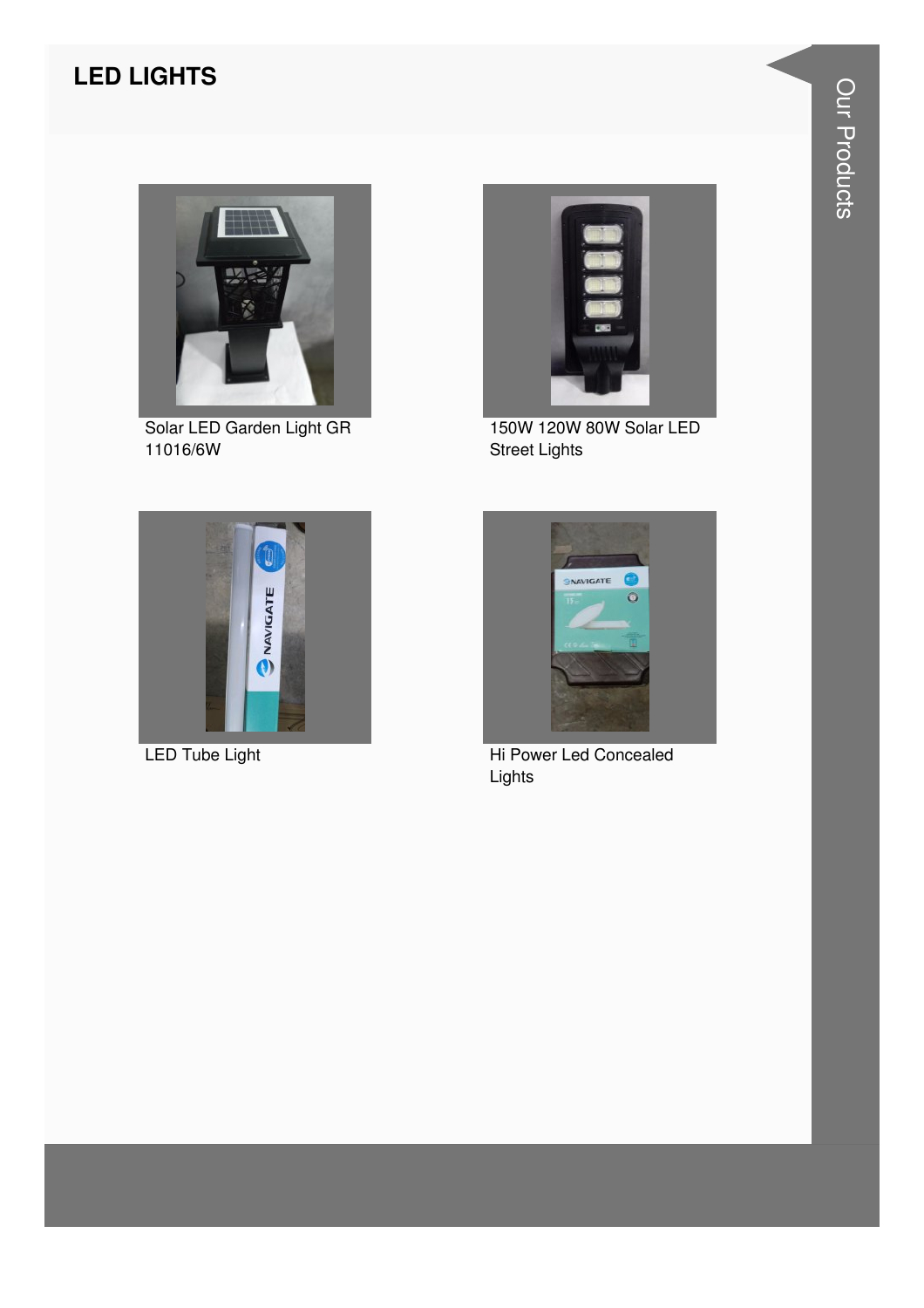# LED LIGHTS

Solar LED Garden Light GR 11016/6W

150W 120W 80W Solar LED Street Lights

LED Tube Light

Hi Power Led Concealed Lights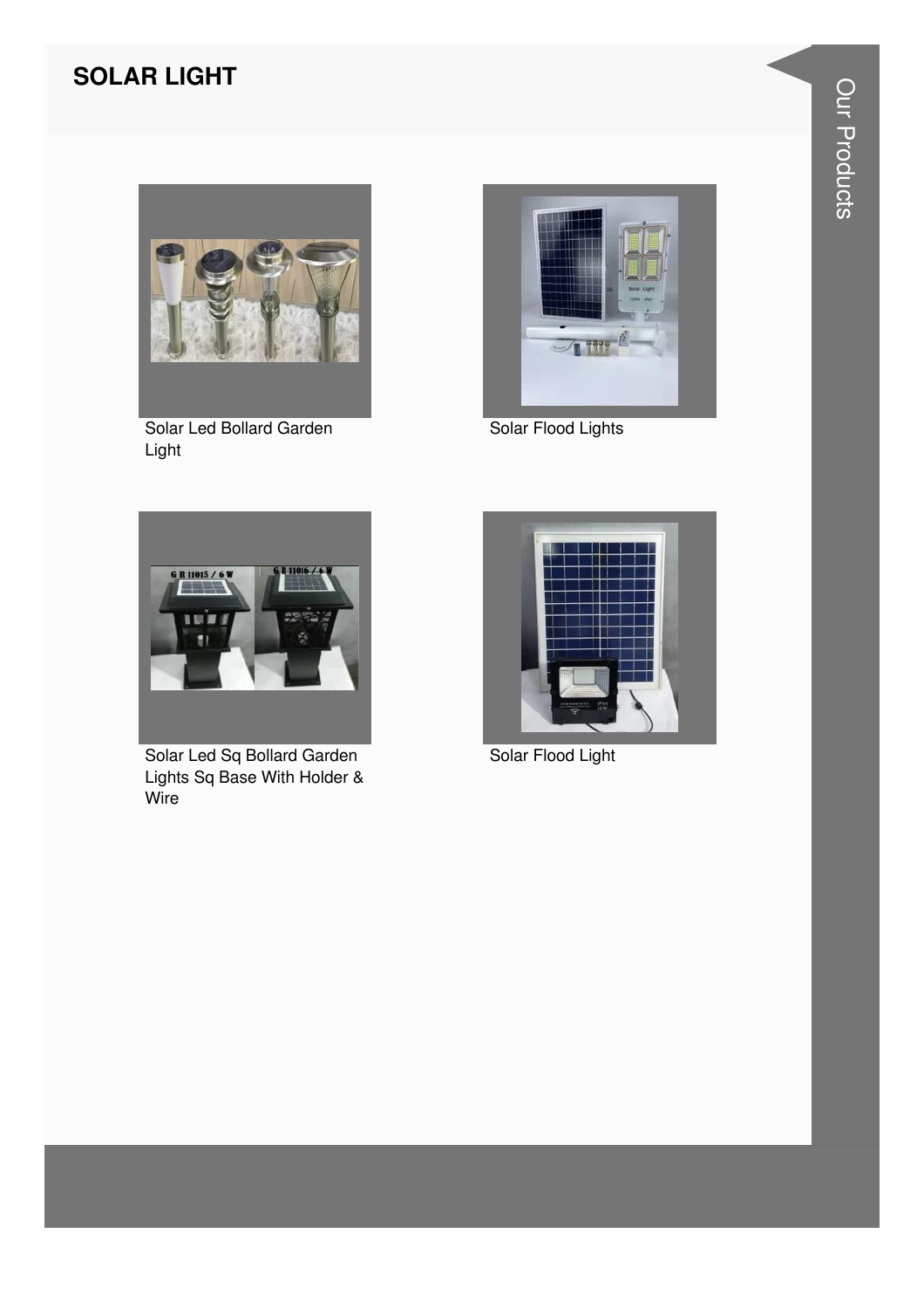## SOLAR LIGHT

Solar Led Bollard Garden Light

Solar Flood Lights

Solar Led Sq Bollard Garden Lights Sq Base With Holder & Wire

Solar Flood Light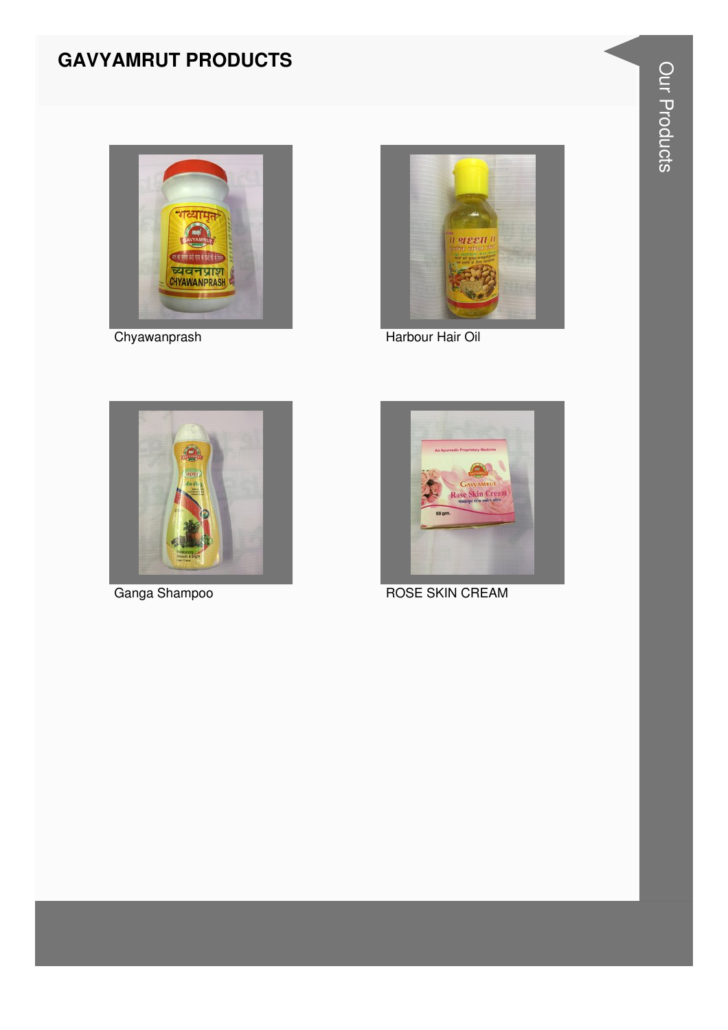## GAVYAMRUT PRODUCTS

Chyawanprash

Harbour Hair Oil

Ganga Shampoo

ROSE SKIN CREAM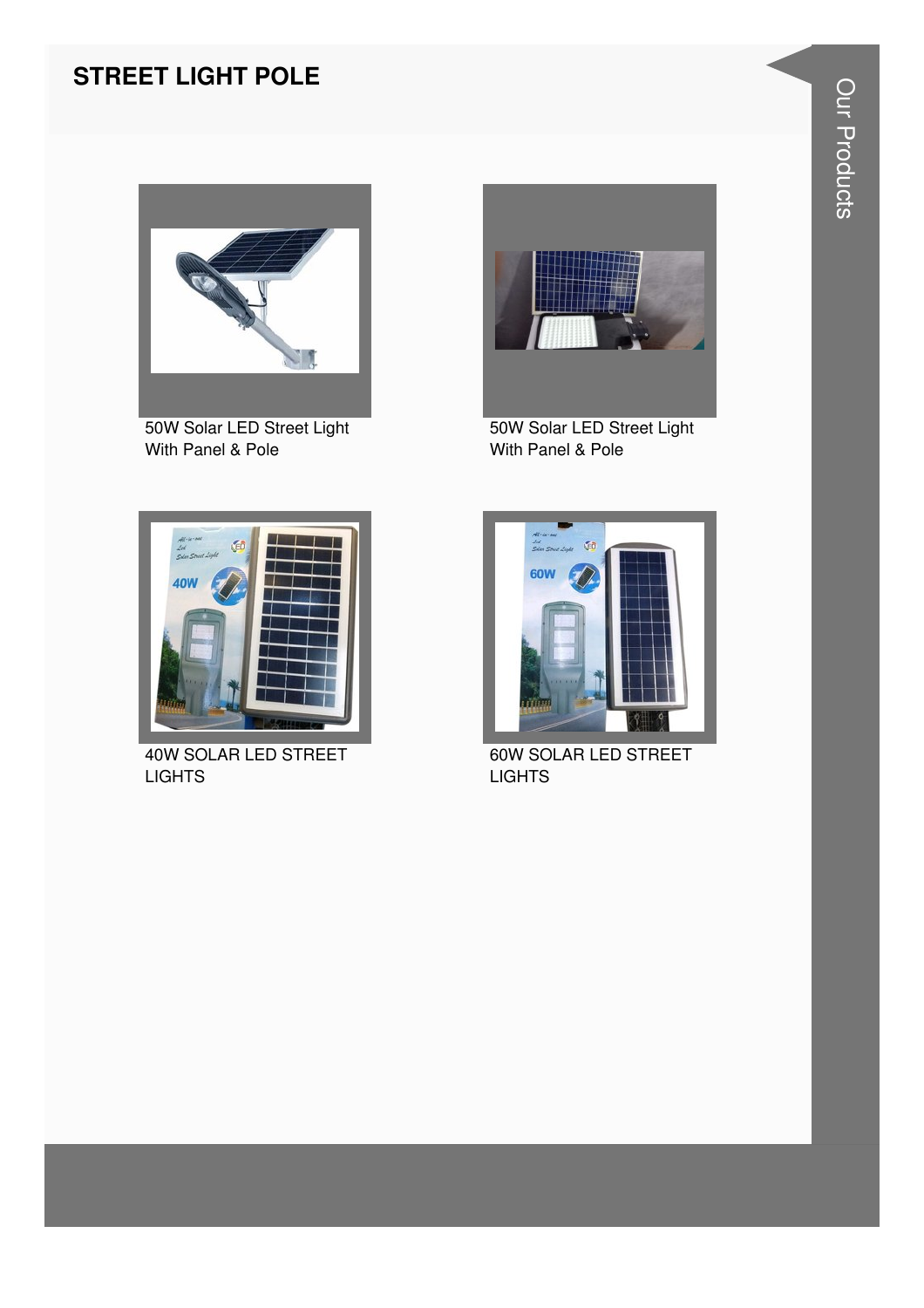## STREET LIGHT POLE

50W Solar LED Street Light With Panel & Pole

50W Solar LED Street Light With Panel & Pole

40W SOLAR LED STREET LIGHTS

60W SOLAR LED STREET LIGHTS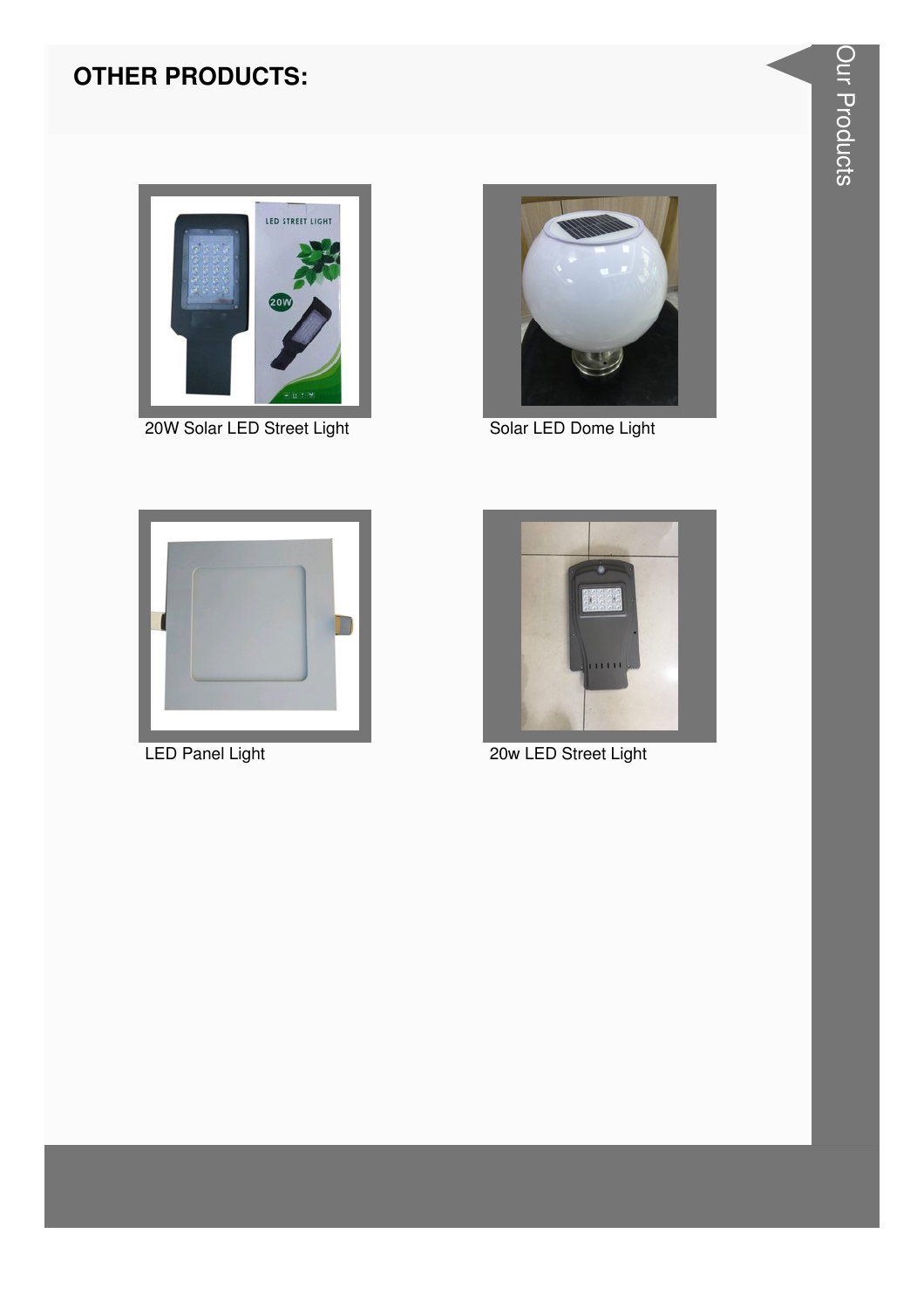## OTHER PRODUCTS:

20W Solar LED Street Light

Solar LED Dome Light

LED Panel Light

20w LED Street Light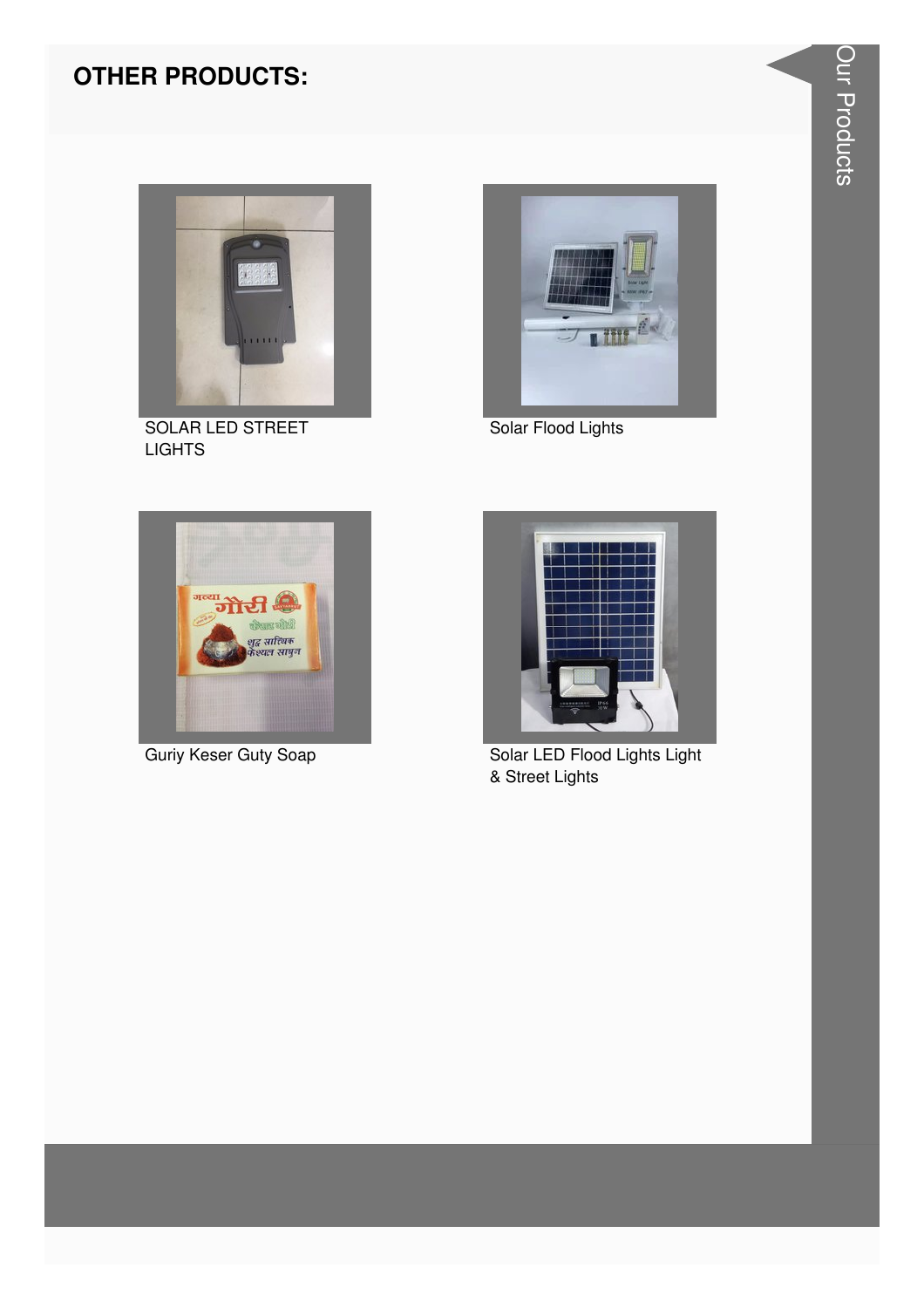## OTHER PRODUCTS:

SOLAR LED STREET LIGHTS

Solar Flood Lights

Guriy Keser Guty Soap

Solar LED Flood Lights Light & Street Lights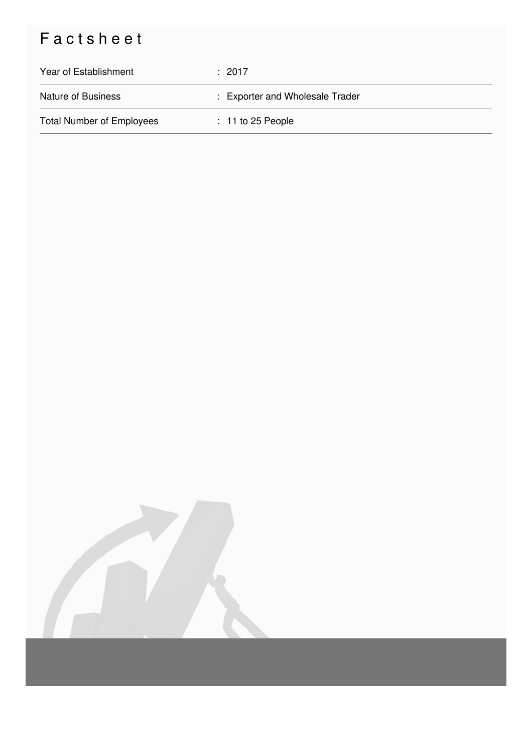# Factsheet

| | |
|---|---|
| Year of Establishment | : 2017 |
| Nature of Business | : Exporter and Wholesale Trader |
| Total Number of Employees | : 11 to 25 People |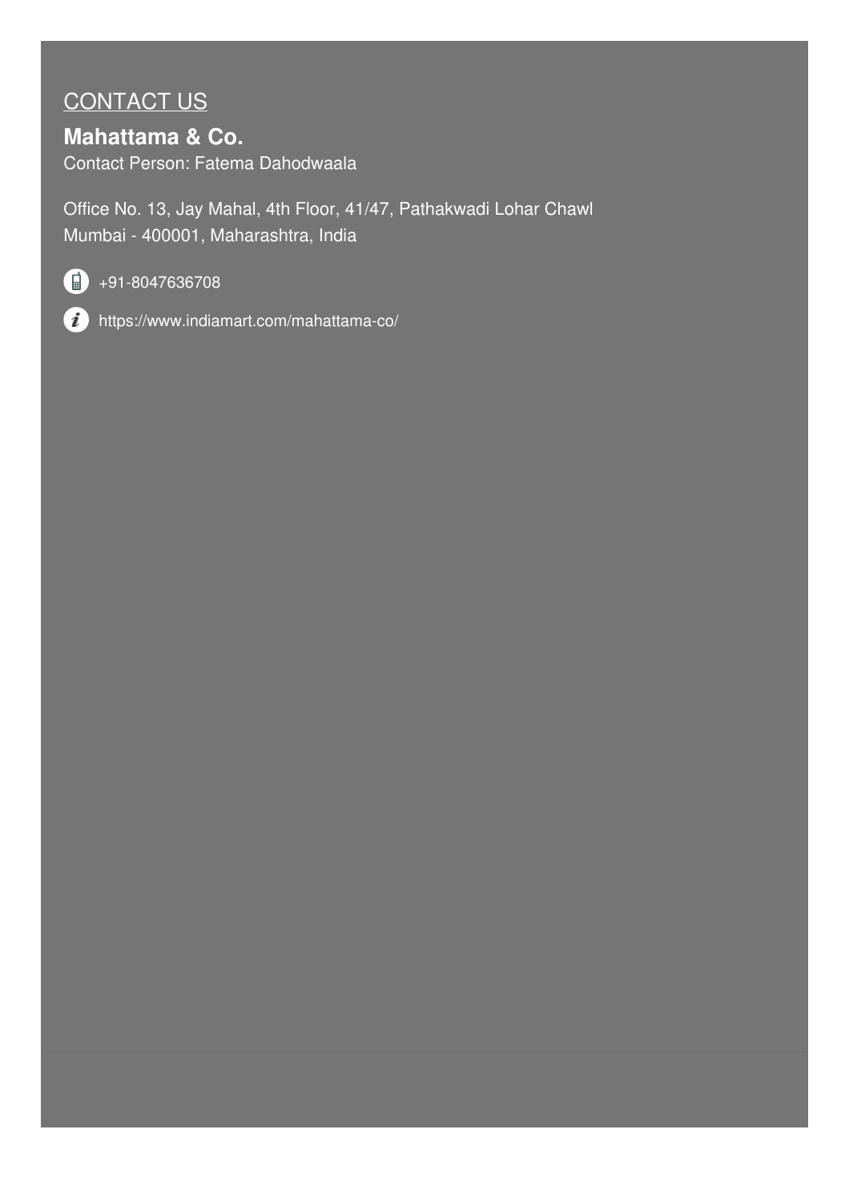## CONTACT US

### Mahattama & Co.

Contact Person: Fatema Dahodwaala

Office No. 13, Jay Mahal, 4th Floor, 41/47, Pathakwadi Lohar Chawl
Mumbai - 400001, Maharashtra, India

+91-8047636708

https://www.indiamart.com/mahattama-co/